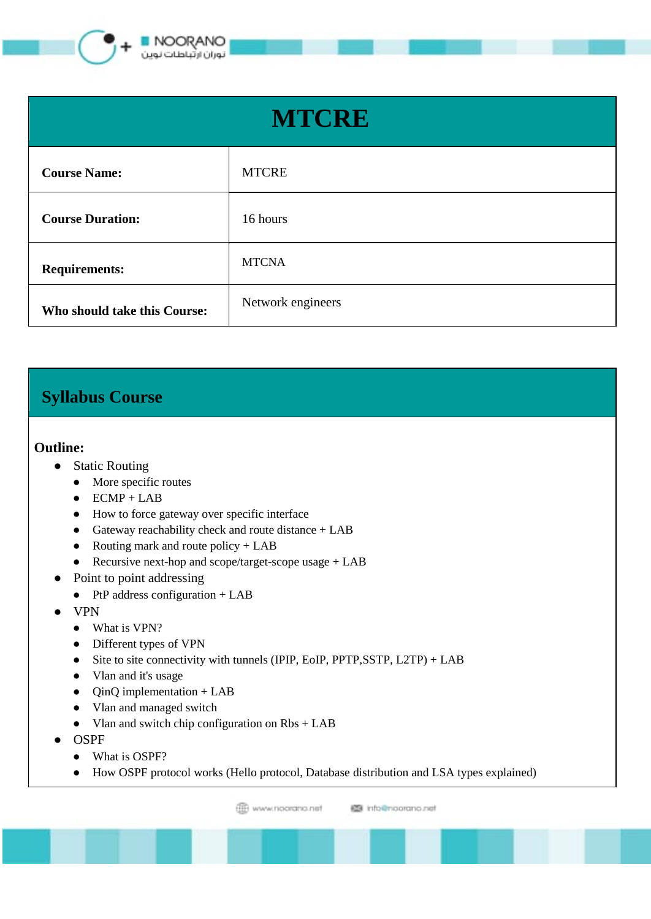# MTCRE

| Course Name: | MTCRE |
|---|---|
| Course Duration: | 16 hours |
| Requirements: | MTCNA |
| Who should take this Course: | Network engineers |

## Syllabus Course

**Outline:**

- Static Routing
    - More specific routes
    - ECMP + LAB
    - How to force gateway over specific interface
    - Gateway reachability check and route distance + LAB
    - Routing mark and route policy + LAB
    - Recursive next-hop and scope/target-scope usage + LAB
- Point to point addressing
    - PtP address configuration + LAB
- VPN
    - What is VPN?
    - Different types of VPN
    - Site to site connectivity with tunnels (IPIP, EoIP, PPTP,SSTP, L2TP) + LAB
    - Vlan and it's usage
    - QinQ implementation + LAB
    - Vlan and managed switch
    - Vlan and switch chip configuration on Rbs + LAB
- OSPF
    - What is OSPF?
    - How OSPF protocol works (Hello protocol, Database distribution and LSA types explained)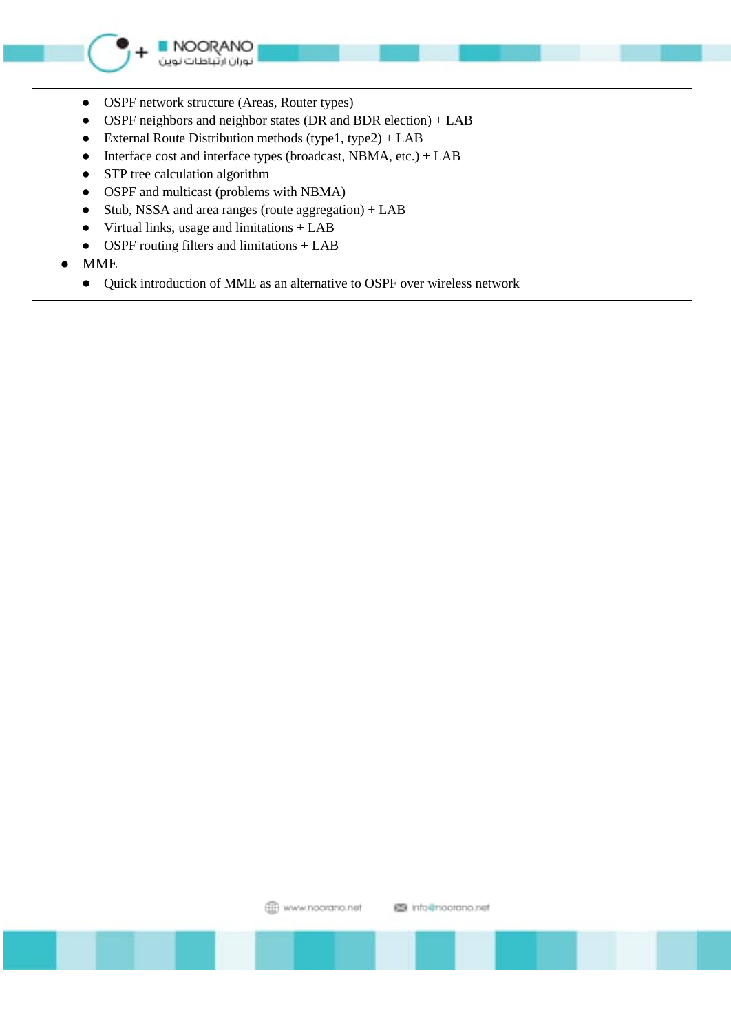- OSPF network structure (Areas, Router types)
    - OSPF neighbors and neighbor states (DR and BDR election) + LAB
    - External Route Distribution methods (type1, type2) + LAB
    - Interface cost and interface types (broadcast, NBMA, etc.) + LAB
    - STP tree calculation algorithm
    - OSPF and multicast (problems with NBMA)
    - Stub, NSSA and area ranges (route aggregation) + LAB
    - Virtual links, usage and limitations + LAB
    - OSPF routing filters and limitations + LAB
- MME
    - Quick introduction of MME as an alternative to OSPF over wireless network